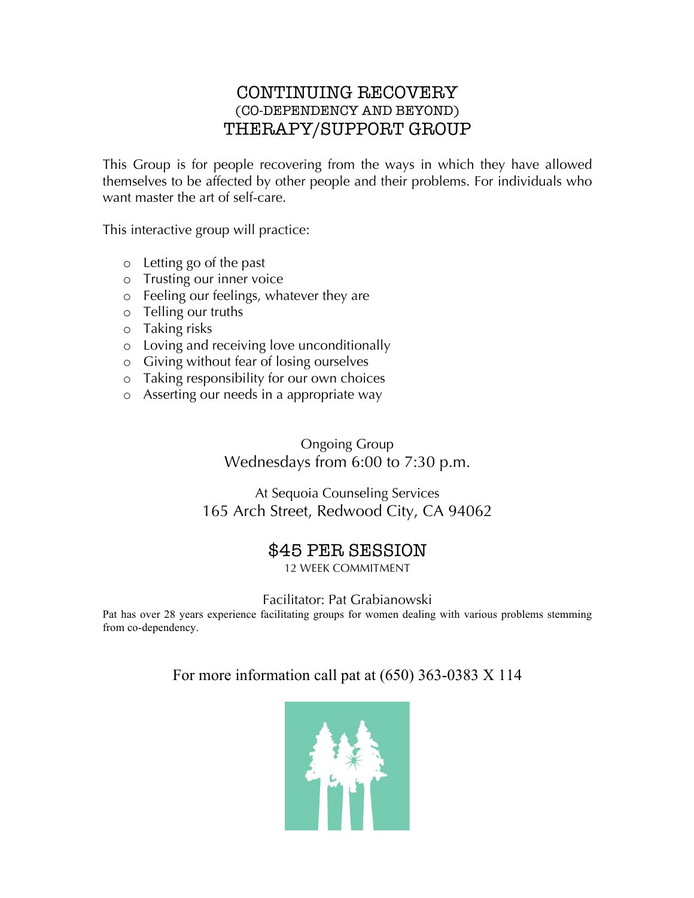# CONTINUING RECOVERY
## (CO-DEPENDENCY AND BEYOND)
# THERAPY/SUPPORT GROUP

This Group is for people recovering from the ways in which they have allowed themselves to be affected by other people and their problems. For individuals who want master the art of self-care.

This interactive group will practice:

- Letting go of the past
- Trusting our inner voice
- Feeling our feelings, whatever they are
- Telling our truths
- Taking risks
- Loving and receiving love unconditionally
- Giving without fear of losing ourselves
- Taking responsibility for our own choices
- Asserting our needs in a appropriate way

Ongoing Group
Wednesdays from 6:00 to 7:30 p.m.

At Sequoia Counseling Services
165 Arch Street, Redwood City, CA 94062

## $45 PER SESSION

12 WEEK COMMITMENT

Facilitator: Pat Grabianowski

Pat has over 28 years experience facilitating groups for women dealing with various problems stemming from co-dependency.

For more information call pat at (650) 363-0383 X 114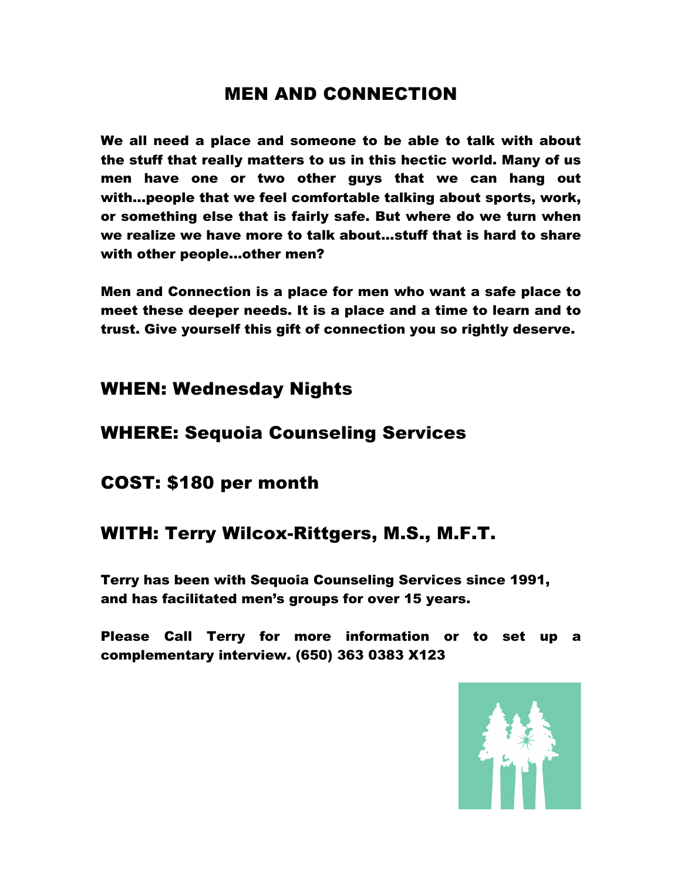# MEN AND CONNECTION

**We all need a place and someone to be able to talk with about the stuff that really matters to us in this hectic world. Many of us men have one or two other guys that we can hang out with…people that we feel comfortable talking about sports, work, or something else that is fairly safe. But where do we turn when we realize we have more to talk about…stuff that is hard to share with other people…other men?**

**Men and Connection is a place for men who want a safe place to meet these deeper needs. It is a place and a time to learn and to trust. Give yourself this gift of connection you so rightly deserve.**

## WHEN: Wednesday Nights

## WHERE: Sequoia Counseling Services

## COST: $180 per month

## WITH: Terry Wilcox-Rittgers, M.S., M.F.T.

**Terry has been with Sequoia Counseling Services since 1991, and has facilitated men's groups for over 15 years.**

**Please Call Terry for more information or to set up a complementary interview. (650) 363 0383 X123**